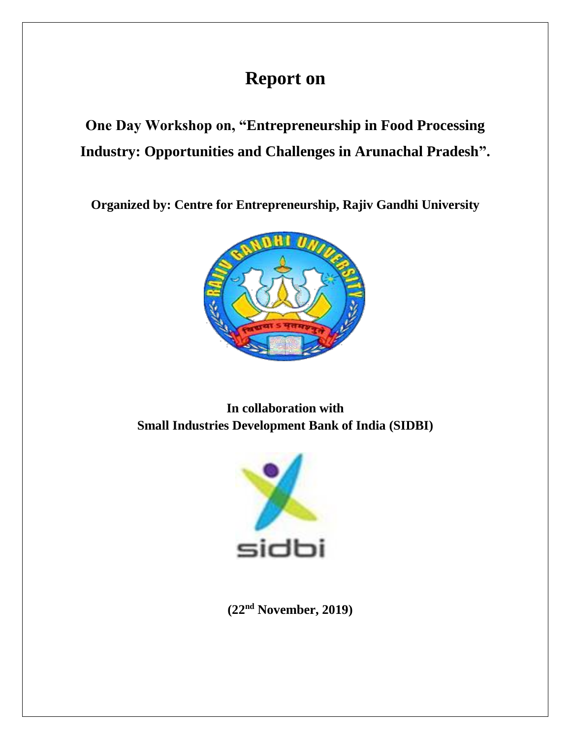# Report on

## One Day Workshop on, "Entrepreneurship in Food Processing Industry: Opportunities and Challenges in Arunachal Pradesh".

**Organized by: Centre for Entrepreneurship, Rajiv Gandhi University**

**In collaboration with**
**Small Industries Development Bank of India (SIDBI)**

**(22nd November, 2019)**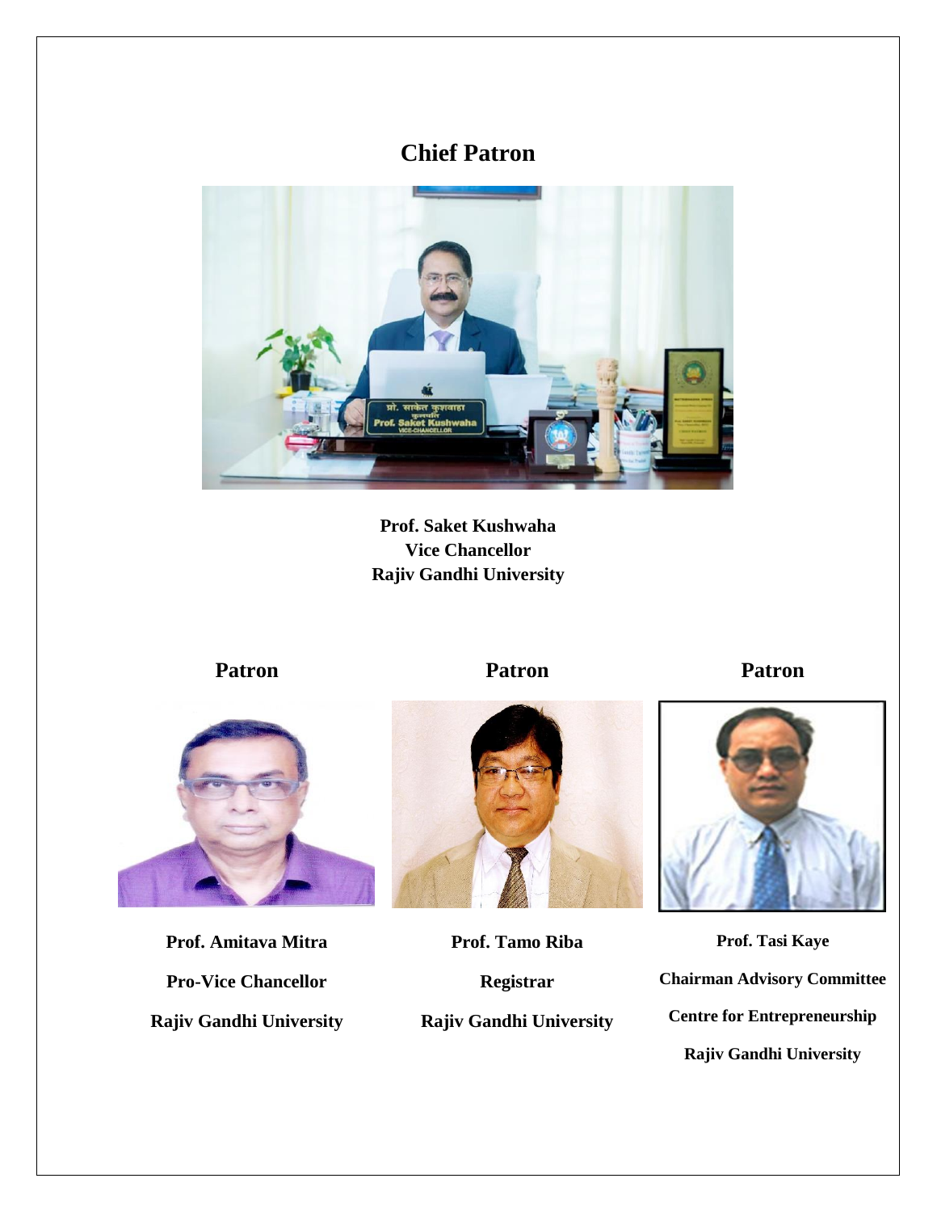## Chief Patron

**Prof. Saket Kushwaha**
**Vice Chancellor**
**Rajiv Gandhi University**

### Patron

**Prof. Amitava Mitra**

**Pro-Vice Chancellor**

**Rajiv Gandhi University**

### Patron

**Prof. Tamo Riba**

**Registrar**

**Rajiv Gandhi University**

### Patron

**Prof. Tasi Kaye**

**Chairman Advisory Committee**

**Centre for Entrepreneurship**

**Rajiv Gandhi University**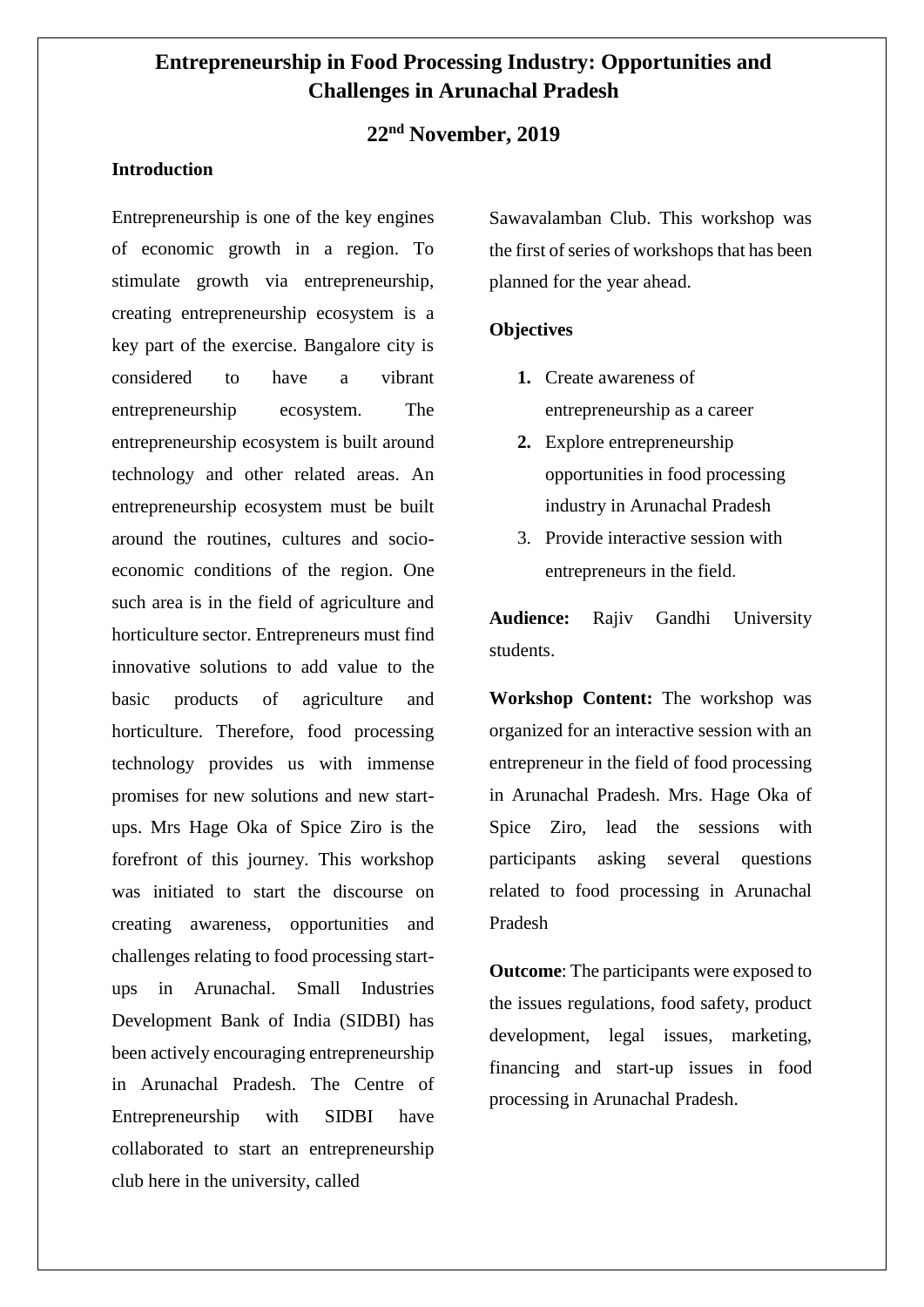# Entrepreneurship in Food Processing Industry: Opportunities and Challenges in Arunachal Pradesh

## 22nd November, 2019

### Introduction

Entrepreneurship is one of the key engines of economic growth in a region. To stimulate growth via entrepreneurship, creating entrepreneurship ecosystem is a key part of the exercise. Bangalore city is considered to have a vibrant entrepreneurship ecosystem. The entrepreneurship ecosystem is built around technology and other related areas. An entrepreneurship ecosystem must be built around the routines, cultures and socio-economic conditions of the region. One such area is in the field of agriculture and horticulture sector. Entrepreneurs must find innovative solutions to add value to the basic products of agriculture and horticulture. Therefore, food processing technology provides us with immense promises for new solutions and new start-ups. Mrs Hage Oka of Spice Ziro is the forefront of this journey. This workshop was initiated to start the discourse on creating awareness, opportunities and challenges relating to food processing start-ups in Arunachal. Small Industries Development Bank of India (SIDBI) has been actively encouraging entrepreneurship in Arunachal Pradesh. The Centre of Entrepreneurship with SIDBI have collaborated to start an entrepreneurship club here in the university, called Sawavalamban Club. This workshop was the first of series of workshops that has been planned for the year ahead.

### Objectives

1. Create awareness of entrepreneurship as a career
2. Explore entrepreneurship opportunities in food processing industry in Arunachal Pradesh
3. Provide interactive session with entrepreneurs in the field.

**Audience:** Rajiv Gandhi University students.

**Workshop Content:** The workshop was organized for an interactive session with an entrepreneur in the field of food processing in Arunachal Pradesh. Mrs. Hage Oka of Spice Ziro, lead the sessions with participants asking several questions related to food processing in Arunachal Pradesh

**Outcome**: The participants were exposed to the issues regulations, food safety, product development, legal issues, marketing, financing and start-up issues in food processing in Arunachal Pradesh.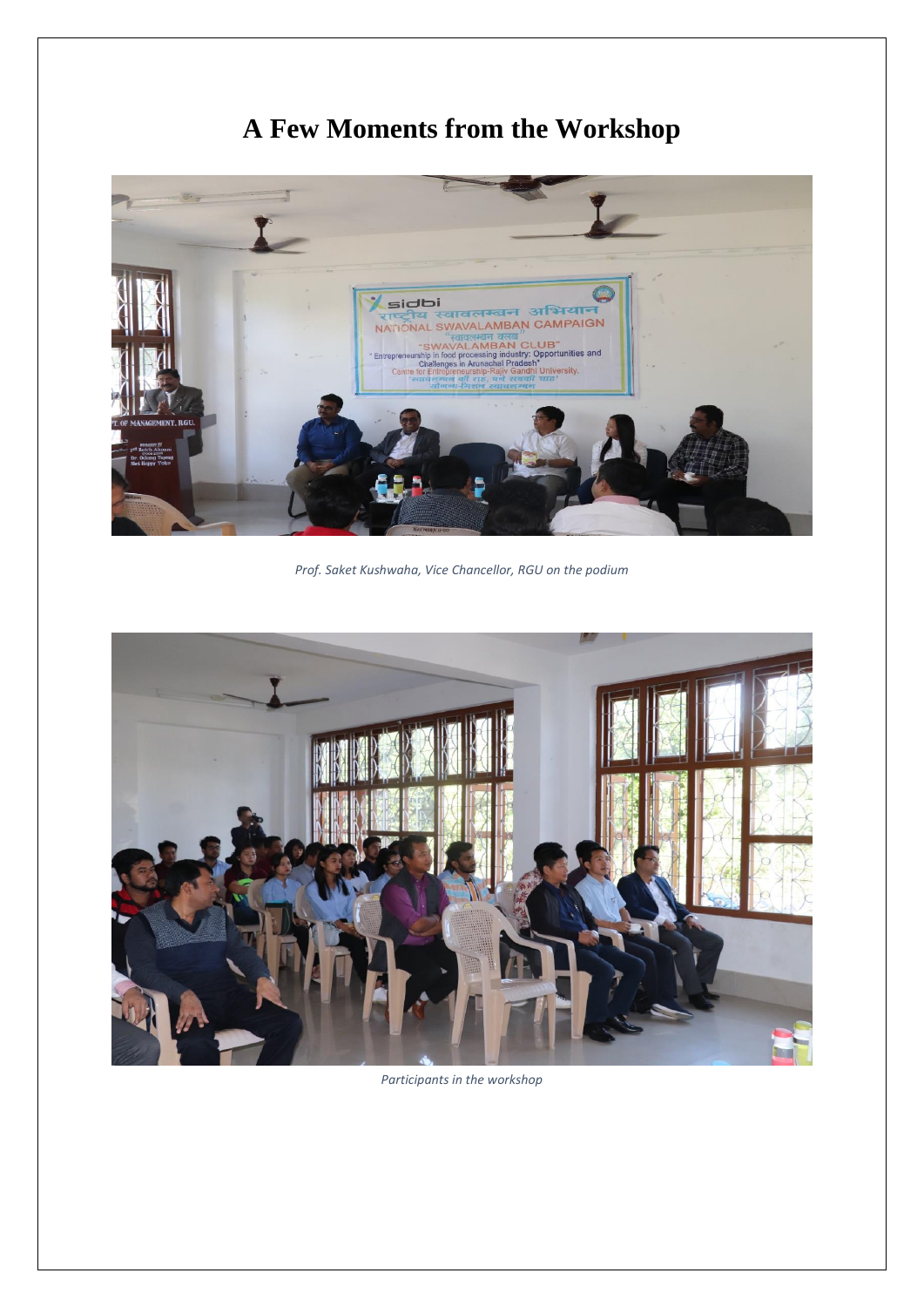# A Few Moments from the Workshop

*Prof. Saket Kushwaha, Vice Chancellor, RGU on the podium*

*Participants in the workshop*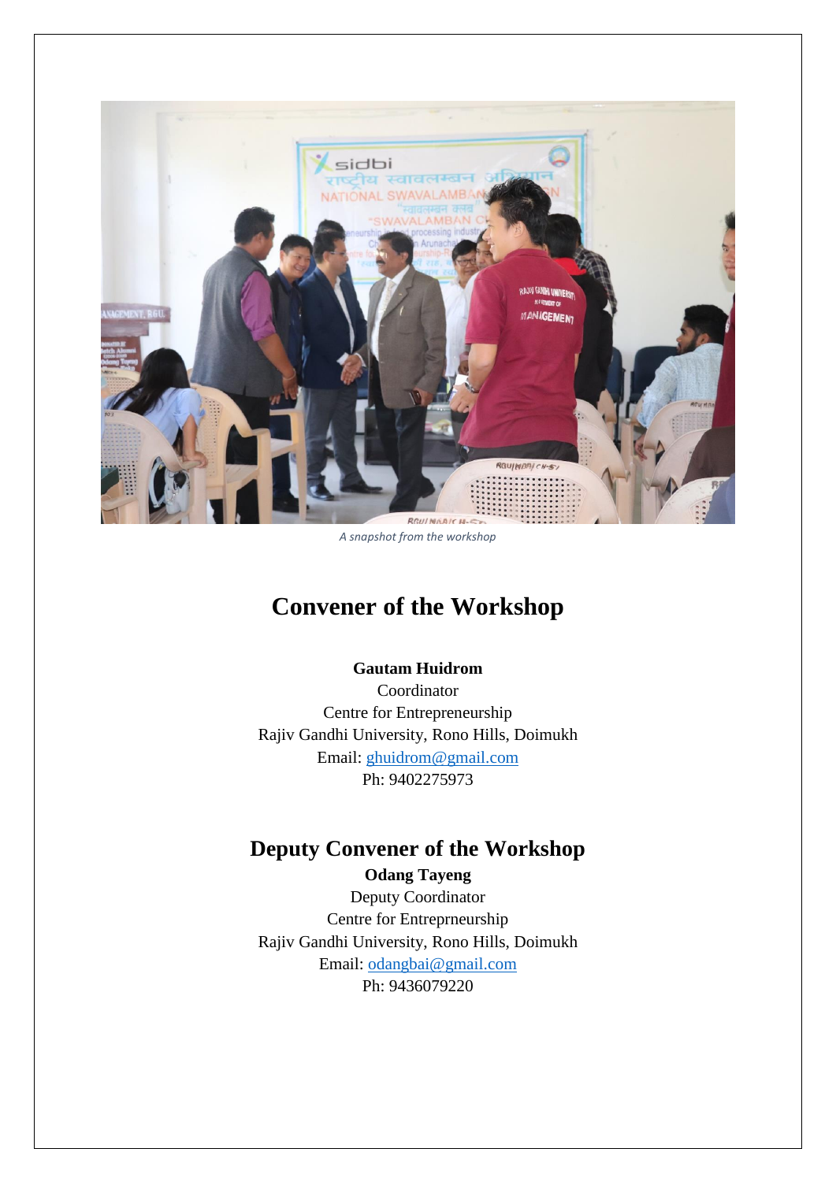*A snapshot from the workshop*

## Convener of the Workshop

**Gautam Huidrom**
Coordinator
Centre for Entrepreneurship
Rajiv Gandhi University, Rono Hills, Doimukh
Email: ghuidrom@gmail.com
Ph: 9402275973

## Deputy Convener of the Workshop

**Odang Tayeng**
Deputy Coordinator
Centre for Entreprneurship
Rajiv Gandhi University, Rono Hills, Doimukh
Email: odangbai@gmail.com
Ph: 9436079220